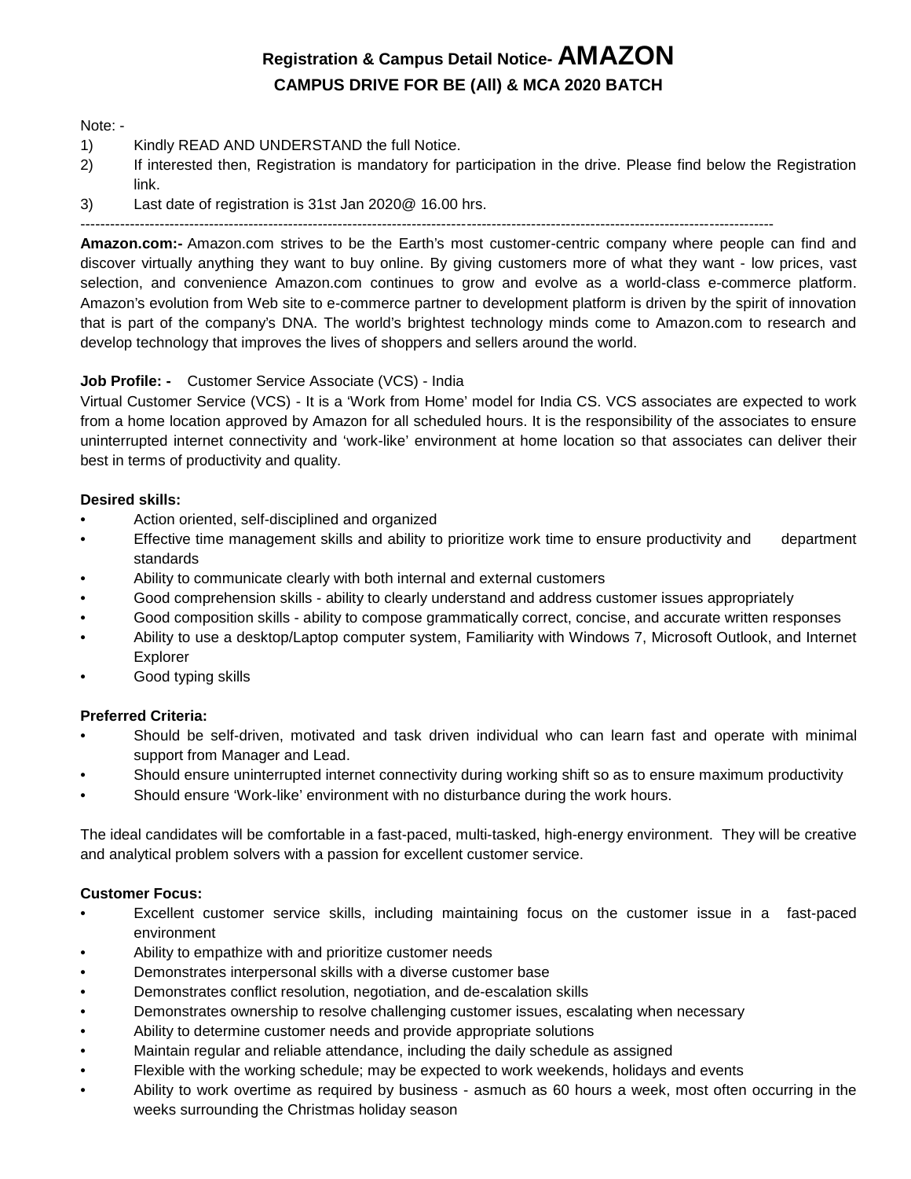# Registration & Campus Detail Notice- AMAZON

## CAMPUS DRIVE FOR BE (All) & MCA 2020 BATCH

Note: -

1) Kindly READ AND UNDERSTAND the full Notice.
2) If interested then, Registration is mandatory for participation in the drive. Please find below the Registration link.
3) Last date of registration is 31st Jan 2020@ 16.00 hrs.

---

**Amazon.com:-** Amazon.com strives to be the Earth's most customer-centric company where people can find and discover virtually anything they want to buy online. By giving customers more of what they want - low prices, vast selection, and convenience Amazon.com continues to grow and evolve as a world-class e-commerce platform. Amazon's evolution from Web site to e-commerce partner to development platform is driven by the spirit of innovation that is part of the company's DNA. The world's brightest technology minds come to Amazon.com to research and develop technology that improves the lives of shoppers and sellers around the world.

**Job Profile: -** Customer Service Associate (VCS) - India

Virtual Customer Service (VCS) - It is a 'Work from Home' model for India CS. VCS associates are expected to work from a home location approved by Amazon for all scheduled hours. It is the responsibility of the associates to ensure uninterrupted internet connectivity and 'work-like' environment at home location so that associates can deliver their best in terms of productivity and quality.

**Desired skills:**

- Action oriented, self-disciplined and organized
- Effective time management skills and ability to prioritize work time to ensure productivity and department standards
- Ability to communicate clearly with both internal and external customers
- Good comprehension skills - ability to clearly understand and address customer issues appropriately
- Good composition skills - ability to compose grammatically correct, concise, and accurate written responses
- Ability to use a desktop/Laptop computer system, Familiarity with Windows 7, Microsoft Outlook, and Internet Explorer
- Good typing skills

**Preferred Criteria:**

- Should be self-driven, motivated and task driven individual who can learn fast and operate with minimal support from Manager and Lead.
- Should ensure uninterrupted internet connectivity during working shift so as to ensure maximum productivity
- Should ensure 'Work-like' environment with no disturbance during the work hours.

The ideal candidates will be comfortable in a fast-paced, multi-tasked, high-energy environment. They will be creative and analytical problem solvers with a passion for excellent customer service.

**Customer Focus:**

- Excellent customer service skills, including maintaining focus on the customer issue in a fast-paced environment
- Ability to empathize with and prioritize customer needs
- Demonstrates interpersonal skills with a diverse customer base
- Demonstrates conflict resolution, negotiation, and de-escalation skills
- Demonstrates ownership to resolve challenging customer issues, escalating when necessary
- Ability to determine customer needs and provide appropriate solutions
- Maintain regular and reliable attendance, including the daily schedule as assigned
- Flexible with the working schedule; may be expected to work weekends, holidays and events
- Ability to work overtime as required by business - asmuch as 60 hours a week, most often occurring in the weeks surrounding the Christmas holiday season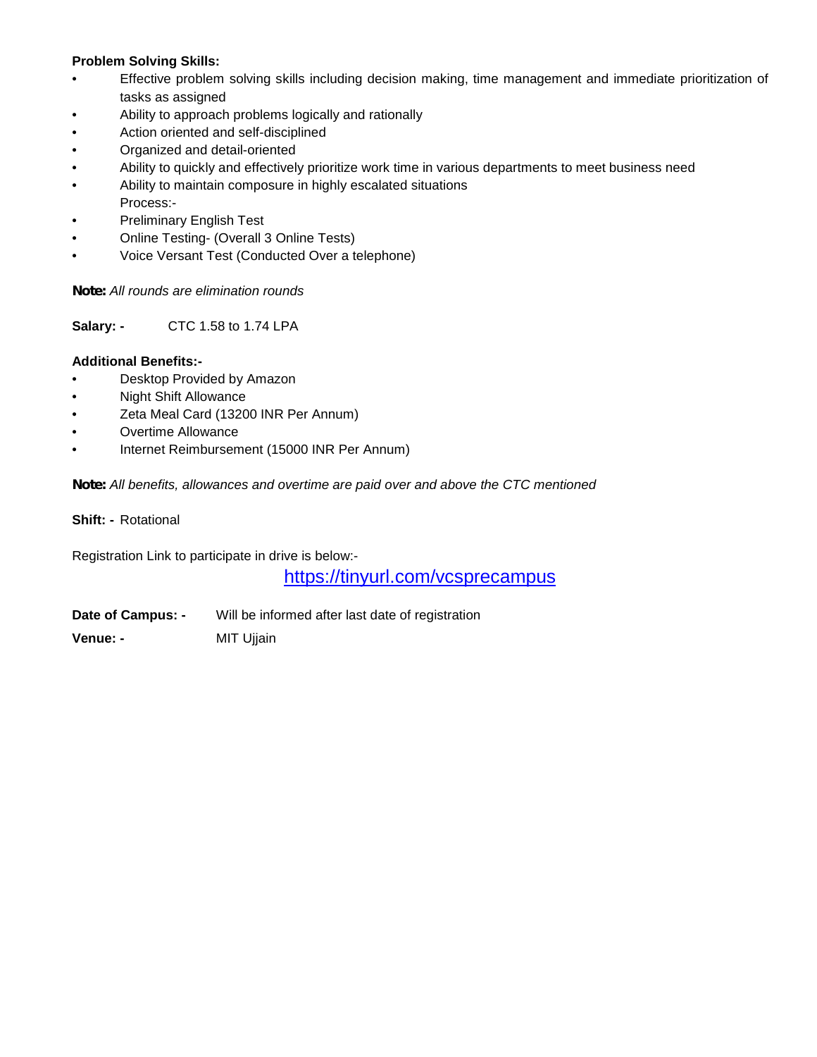**Problem Solving Skills:**

- Effective problem solving skills including decision making, time management and immediate prioritization of tasks as assigned
- Ability to approach problems logically and rationally
- Action oriented and self-disciplined
- Organized and detail-oriented
- Ability to quickly and effectively prioritize work time in various departments to meet business need
- Ability to maintain composure in highly escalated situations

Process:-

- Preliminary English Test
- Online Testing- (Overall 3 Online Tests)
- Voice Versant Test (Conducted Over a telephone)

**Note:** *All rounds are elimination rounds*

**Salary: -** CTC 1.58 to 1.74 LPA

**Additional Benefits:-**

- Desktop Provided by Amazon
- Night Shift Allowance
- Zeta Meal Card (13200 INR Per Annum)
- Overtime Allowance
- Internet Reimbursement (15000 INR Per Annum)

**Note:** *All benefits, allowances and overtime are paid over and above the CTC mentioned*

**Shift: -** Rotational

Registration Link to participate in drive is below:-

https://tinyurl.com/vcsprecampus

**Date of Campus: -** Will be informed after last date of registration

**Venue: -** MIT Ujjain